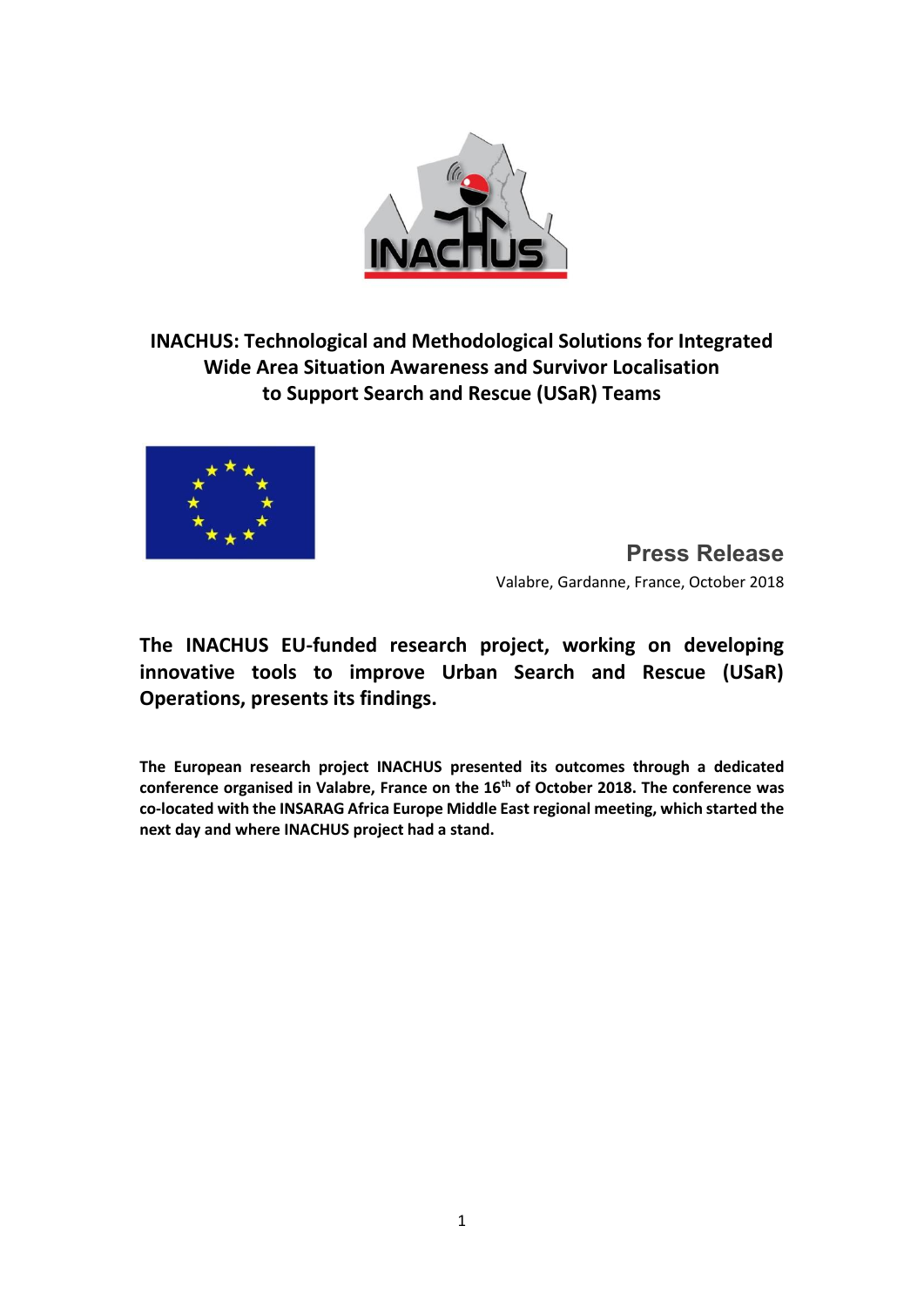# INACHUS: Technological and Methodological Solutions for Integrated Wide Area Situation Awareness and Survivor Localisation to Support Search and Rescue (USaR) Teams

**Press Release**

Valabre, Gardanne, France, October 2018

## The INACHUS EU-funded research project, working on developing innovative tools to improve Urban Search and Rescue (USaR) Operations, presents its findings.

**The European research project INACHUS presented its outcomes through a dedicated conference organised in Valabre, France on the 16th of October 2018. The conference was co-located with the INSARAG Africa Europe Middle East regional meeting, which started the next day and where INACHUS project had a stand.**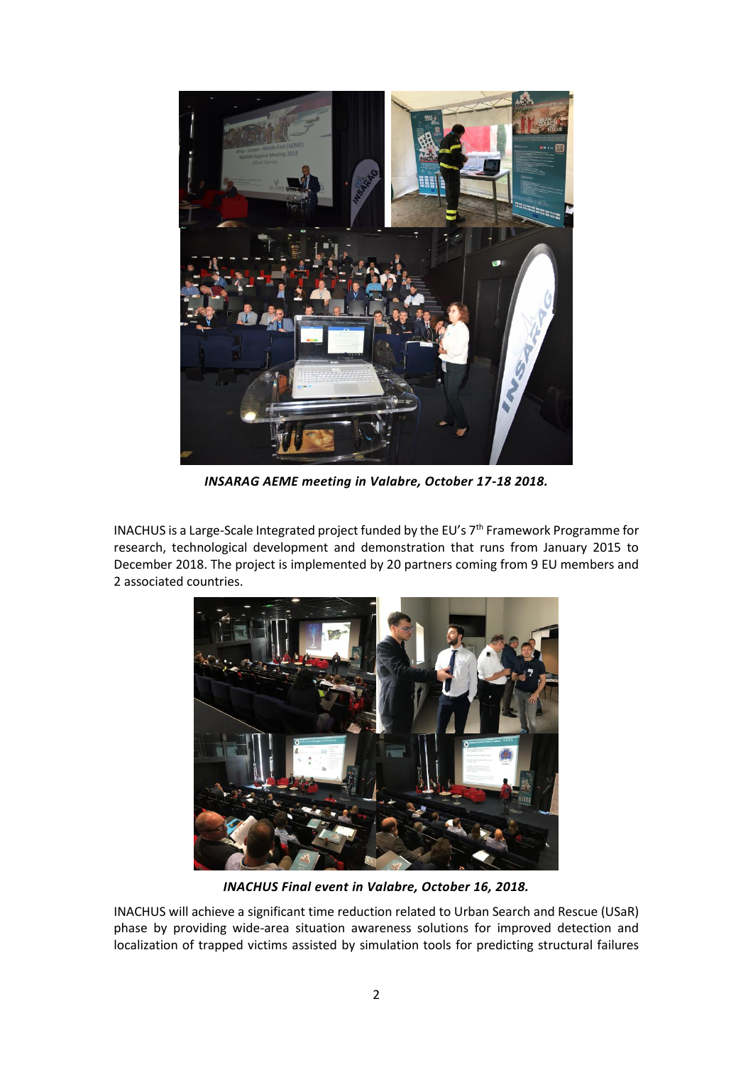*INSARAG AEME meeting in Valabre, October 17-18 2018.*

INACHUS is a Large-Scale Integrated project funded by the EU's 7th Framework Programme for research, technological development and demonstration that runs from January 2015 to December 2018. The project is implemented by 20 partners coming from 9 EU members and 2 associated countries.

*INACHUS Final event in Valabre, October 16, 2018.*

INACHUS will achieve a significant time reduction related to Urban Search and Rescue (USaR) phase by providing wide-area situation awareness solutions for improved detection and localization of trapped victims assisted by simulation tools for predicting structural failures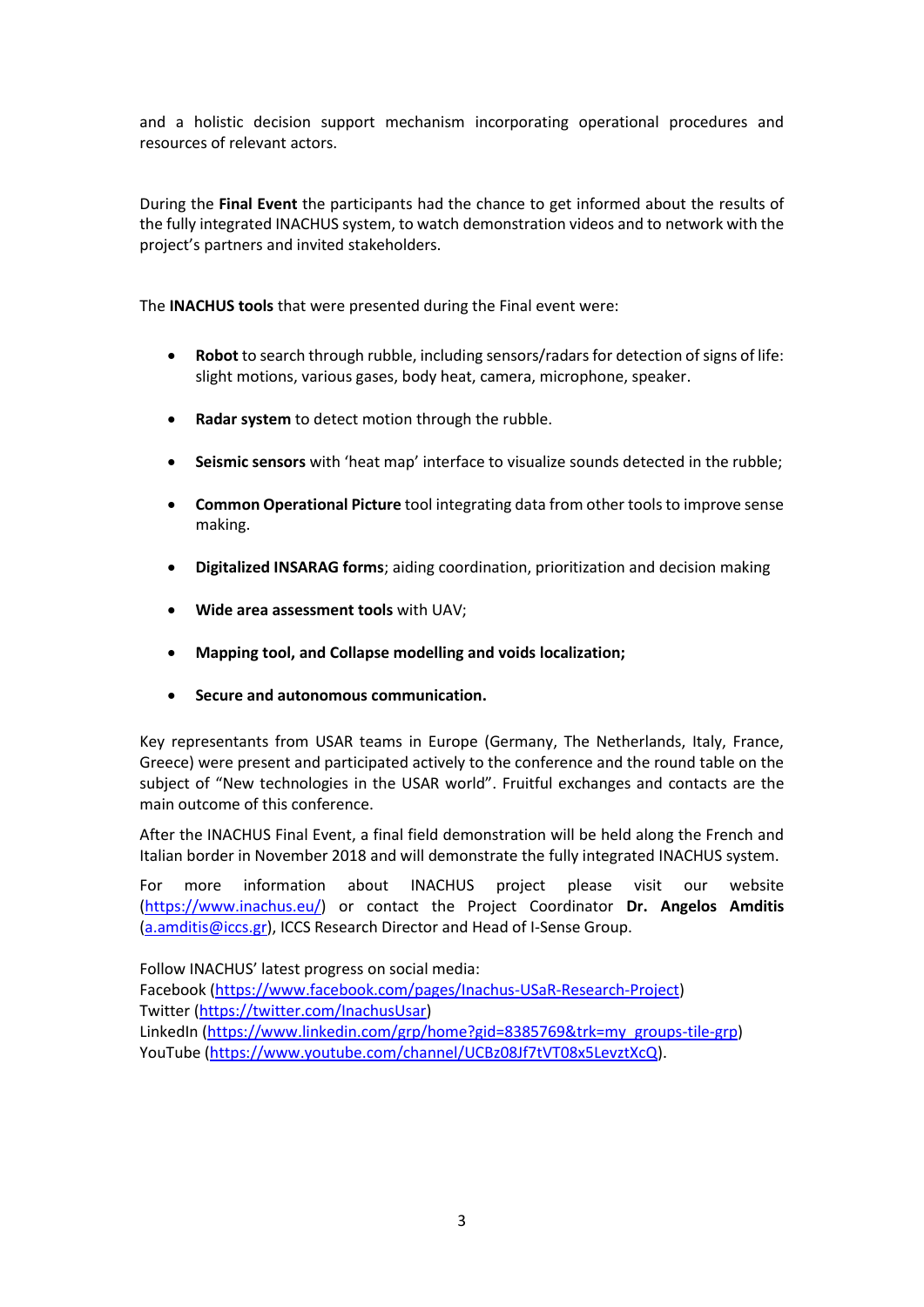and a holistic decision support mechanism incorporating operational procedures and resources of relevant actors.

During the **Final Event** the participants had the chance to get informed about the results of the fully integrated INACHUS system, to watch demonstration videos and to network with the project's partners and invited stakeholders.

The **INACHUS tools** that were presented during the Final event were:

- **Robot** to search through rubble, including sensors/radars for detection of signs of life: slight motions, various gases, body heat, camera, microphone, speaker.
- **Radar system** to detect motion through the rubble.
- **Seismic sensors** with 'heat map' interface to visualize sounds detected in the rubble;
- **Common Operational Picture** tool integrating data from other tools to improve sense making.
- **Digitalized INSARAG forms**; aiding coordination, prioritization and decision making
- **Wide area assessment tools** with UAV;
- **Mapping tool, and Collapse modelling and voids localization;**
- **Secure and autonomous communication.**

Key representants from USAR teams in Europe (Germany, The Netherlands, Italy, France, Greece) were present and participated actively to the conference and the round table on the subject of "New technologies in the USAR world". Fruitful exchanges and contacts are the main outcome of this conference.

After the INACHUS Final Event, a final field demonstration will be held along the French and Italian border in November 2018 and will demonstrate the fully integrated INACHUS system.

For more information about INACHUS project please visit our website ([https://www.inachus.eu/](https://www.inachus.eu/)) or contact the Project Coordinator **Dr. Angelos Amditis** ([a.amditis@iccs.gr](mailto:a.amditis@iccs.gr)), ICCS Research Director and Head of I-Sense Group.

Follow INACHUS' latest progress on social media:
Facebook ([https://www.facebook.com/pages/Inachus-USaR-Research-Project](https://www.facebook.com/pages/Inachus-USaR-Research-Project))
Twitter ([https://twitter.com/InachusUsar](https://twitter.com/InachusUsar))
LinkedIn ([https://www.linkedin.com/grp/home?gid=8385769&trk=my_groups-tile-grp](https://www.linkedin.com/grp/home?gid=8385769&trk=my_groups-tile-grp))
YouTube ([https://www.youtube.com/channel/UCBz08Jf7tVT08x5LevztXcQ](https://www.youtube.com/channel/UCBz08Jf7tVT08x5LevztXcQ)).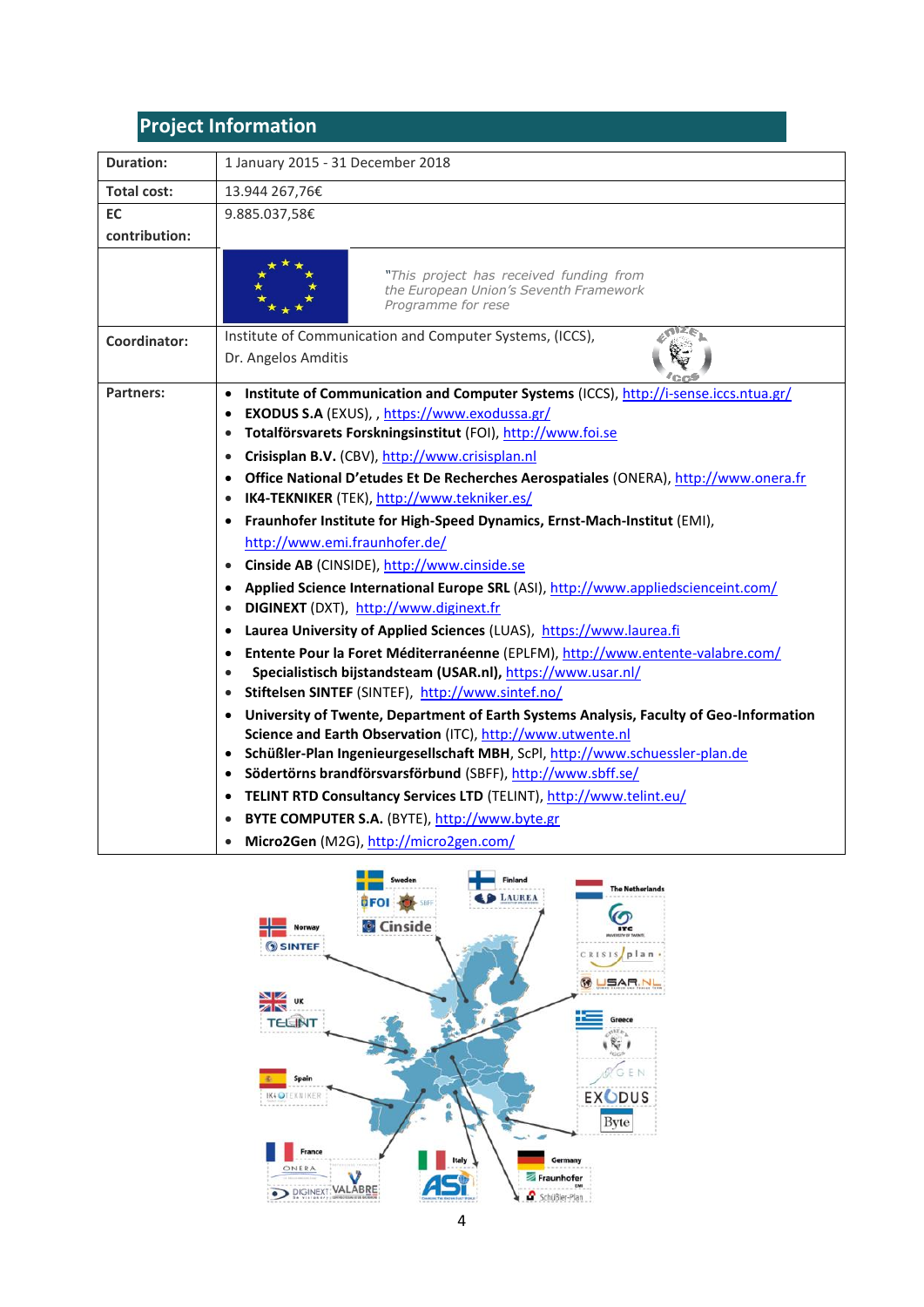## Project Information

| | |
|---|---|
| **Duration:** | 1 January 2015 - 31 December 2018 |
| **Total cost:** | 13.944 267,76€ |
| **EC contribution:** | 9.885.037,58€ |
| | *"This project has received funding from the European Union's Seventh Framework Programme for rese* |
| **Coordinator:** | Institute of Communication and Computer Systems (ICCS), Dr. Angelos Amditis |
| **Partners:** | • **Institute of Communication and Computer Systems** (ICCS), http://i-sense.iccs.ntua.gr/<br>• **EXODUS S.A** (EXUS), , https://www.exodussa.gr/<br>• **Totalförsvarets Forskningsinstitut** (FOI), http://www.foi.se<br>• **Crisisplan B.V.** (CBV), http://www.crisisplan.nl<br>• **Office National D'etudes Et De Recherches Aerospatiales** (ONERA), http://www.onera.fr<br>• **IK4-TEKNIKER** (TEK), http://www.tekniker.es/<br>• **Fraunhofer Institute for High-Speed Dynamics, Ernst-Mach-Institut** (EMI), http://www.emi.fraunhofer.de/<br>• **Cinside AB** (CINSIDE), http://www.cinside.se<br>• **Applied Science International Europe SRL** (ASI), http://www.appliedscienceint.com/<br>• **DIGINEXT** (DXT), http://www.diginext.fr<br>• **Laurea University of Applied Sciences** (LUAS), https://www.laurea.fi<br>• **Entente Pour la Foret Méditerranéenne** (EPLFM), http://www.entente-valabre.com/<br>• **Specialistisch bijstandsteam (USAR.nl),** https://www.usar.nl/<br>• **Stiftelsen SINTEF** (SINTEF), http://www.sintef.no/<br>• **University of Twente, Department of Earth Systems Analysis, Faculty of Geo-Information Science and Earth Observation** (ITC), http://www.utwente.nl<br>• **Schüßler-Plan Ingenieurgesellschaft MBH**, ScPl, http://www.schuessler-plan.de<br>• **Södertörns brandförsvarsförbund** (SBFF), http://www.sbff.se/<br>• **TELINT RTD Consultancy Services LTD** (TELINT), http://www.telint.eu/<br>• **BYTE COMPUTER S.A.** (BYTE), http://www.byte.gr<br>• **Micro2Gen** (M2G), http://micro2gen.com/ |

Sweden
Finland
The Netherlands
Norway
UK
Greece
Spain
France
Italy
Germany